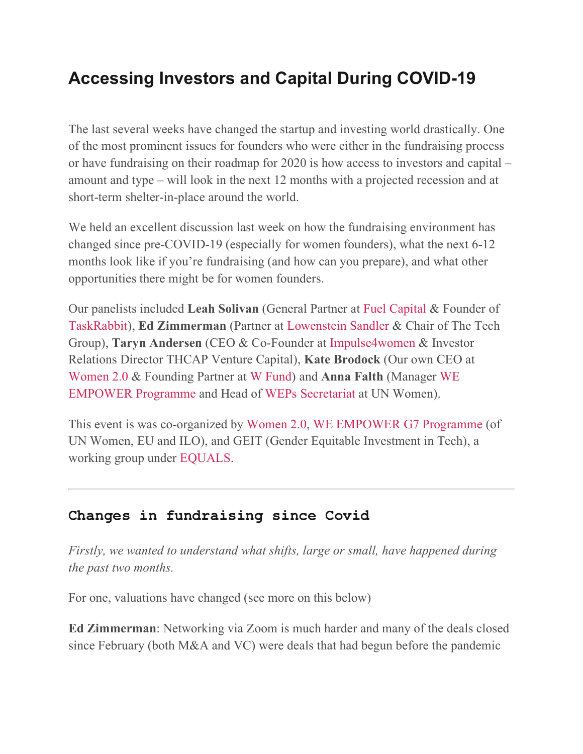# Accessing Investors and Capital During COVID-19

The last several weeks have changed the startup and investing world drastically. One of the most prominent issues for founders who were either in the fundraising process or have fundraising on their roadmap for 2020 is how access to investors and capital – amount and type – will look in the next 12 months with a projected recession and at short-term shelter-in-place around the world.

We held an excellent discussion last week on how the fundraising environment has changed since pre-COVID-19 (especially for women founders), what the next 6-12 months look like if you're fundraising (and how can you prepare), and what other opportunities there might be for women founders.

Our panelists included **Leah Solivan** (General Partner at Fuel Capital & Founder of TaskRabbit), **Ed Zimmerman** (Partner at Lowenstein Sandler & Chair of The Tech Group), **Taryn Andersen** (CEO & Co-Founder at Impulse4women & Investor Relations Director THCAP Venture Capital), **Kate Brodock** (Our own CEO at Women 2.0 & Founding Partner at W Fund) and **Anna Falth** (Manager WE EMPOWER Programme and Head of WEPs Secretariat at UN Women).

This event is was co-organized by Women 2.0, WE EMPOWER G7 Programme (of UN Women, EU and ILO), and GEIT (Gender Equitable Investment in Tech), a working group under EQUALS.

---

## Changes in fundraising since Covid

*Firstly, we wanted to understand what shifts, large or small, have happened during the past two months.*

For one, valuations have changed (see more on this below)

**Ed Zimmerman**: Networking via Zoom is much harder and many of the deals closed since February (both M&A and VC) were deals that had begun before the pandemic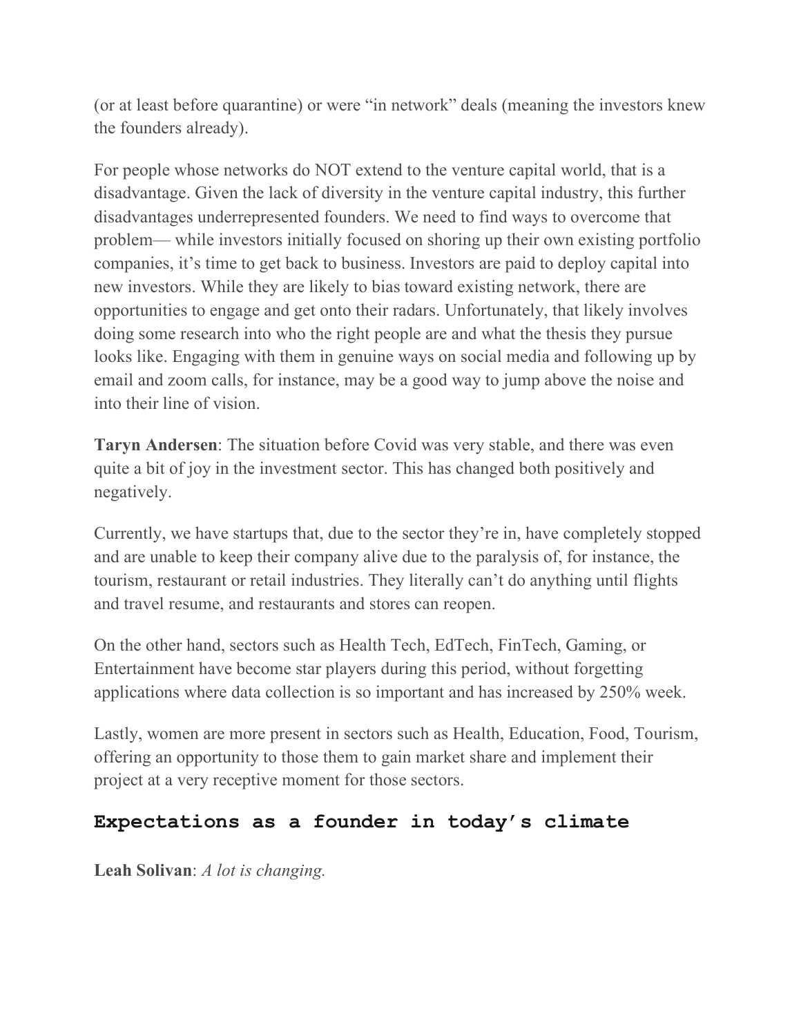(or at least before quarantine) or were "in network" deals (meaning the investors knew the founders already).

For people whose networks do NOT extend to the venture capital world, that is a disadvantage. Given the lack of diversity in the venture capital industry, this further disadvantages underrepresented founders. We need to find ways to overcome that problem— while investors initially focused on shoring up their own existing portfolio companies, it's time to get back to business. Investors are paid to deploy capital into new investors. While they are likely to bias toward existing network, there are opportunities to engage and get onto their radars. Unfortunately, that likely involves doing some research into who the right people are and what the thesis they pursue looks like. Engaging with them in genuine ways on social media and following up by email and zoom calls, for instance, may be a good way to jump above the noise and into their line of vision.

**Taryn Andersen**: The situation before Covid was very stable, and there was even quite a bit of joy in the investment sector. This has changed both positively and negatively.

Currently, we have startups that, due to the sector they're in, have completely stopped and are unable to keep their company alive due to the paralysis of, for instance, the tourism, restaurant or retail industries. They literally can't do anything until flights and travel resume, and restaurants and stores can reopen.

On the other hand, sectors such as Health Tech, EdTech, FinTech, Gaming, or Entertainment have become star players during this period, without forgetting applications where data collection is so important and has increased by 250% week.

Lastly, women are more present in sectors such as Health, Education, Food, Tourism, offering an opportunity to those them to gain market share and implement their project at a very receptive moment for those sectors.

## Expectations as a founder in today's climate

**Leah Solivan**: *A lot is changing.*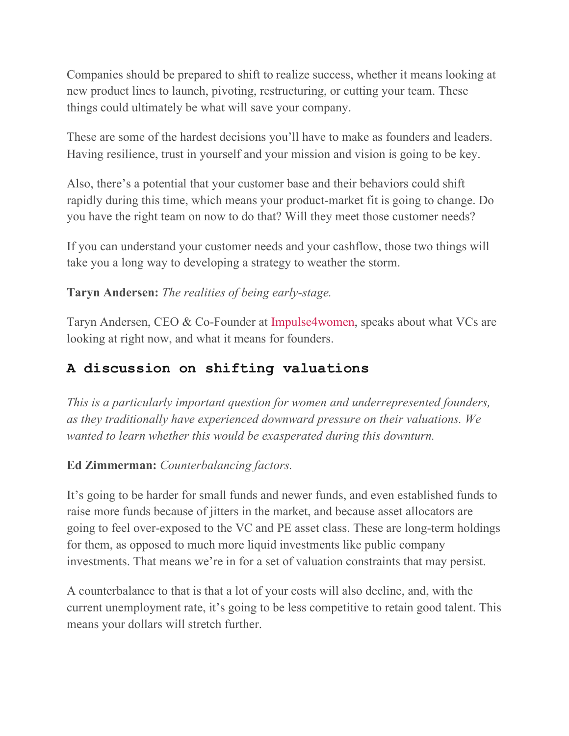Companies should be prepared to shift to realize success, whether it means looking at new product lines to launch, pivoting, restructuring, or cutting your team. These things could ultimately be what will save your company.

These are some of the hardest decisions you'll have to make as founders and leaders. Having resilience, trust in yourself and your mission and vision is going to be key.

Also, there's a potential that your customer base and their behaviors could shift rapidly during this time, which means your product-market fit is going to change. Do you have the right team on now to do that? Will they meet those customer needs?

If you can understand your customer needs and your cashflow, those two things will take you a long way to developing a strategy to weather the storm.

**Taryn Andersen:** *The realities of being early-stage.*

Taryn Andersen, CEO & Co-Founder at Impulse4women, speaks about what VCs are looking at right now, and what it means for founders.

## A discussion on shifting valuations

*This is a particularly important question for women and underrepresented founders, as they traditionally have experienced downward pressure on their valuations. We wanted to learn whether this would be exasperated during this downturn.*

**Ed Zimmerman:** *Counterbalancing factors.*

It's going to be harder for small funds and newer funds, and even established funds to raise more funds because of jitters in the market, and because asset allocators are going to feel over-exposed to the VC and PE asset class. These are long-term holdings for them, as opposed to much more liquid investments like public company investments. That means we're in for a set of valuation constraints that may persist.

A counterbalance to that is that a lot of your costs will also decline, and, with the current unemployment rate, it's going to be less competitive to retain good talent. This means your dollars will stretch further.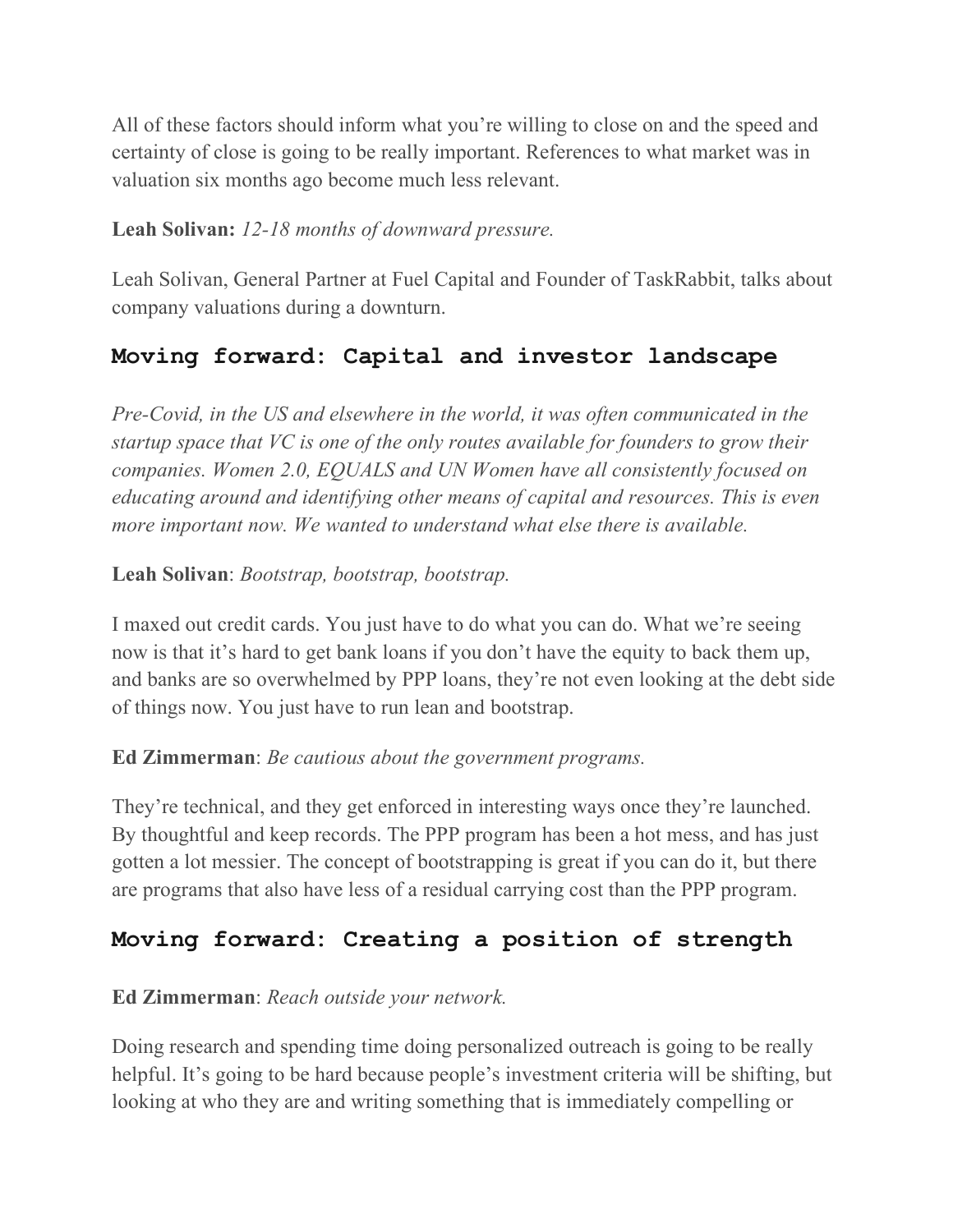All of these factors should inform what you're willing to close on and the speed and certainty of close is going to be really important. References to what market was in valuation six months ago become much less relevant.

**Leah Solivan:** *12-18 months of downward pressure.*

Leah Solivan, General Partner at Fuel Capital and Founder of TaskRabbit, talks about company valuations during a downturn.

## Moving forward: Capital and investor landscape

*Pre-Covid, in the US and elsewhere in the world, it was often communicated in the startup space that VC is one of the only routes available for founders to grow their companies. Women 2.0, EQUALS and UN Women have all consistently focused on educating around and identifying other means of capital and resources. This is even more important now. We wanted to understand what else there is available.*

**Leah Solivan**: *Bootstrap, bootstrap, bootstrap.*

I maxed out credit cards. You just have to do what you can do. What we're seeing now is that it's hard to get bank loans if you don't have the equity to back them up, and banks are so overwhelmed by PPP loans, they're not even looking at the debt side of things now. You just have to run lean and bootstrap.

**Ed Zimmerman**: *Be cautious about the government programs.*

They're technical, and they get enforced in interesting ways once they're launched. By thoughtful and keep records. The PPP program has been a hot mess, and has just gotten a lot messier. The concept of bootstrapping is great if you can do it, but there are programs that also have less of a residual carrying cost than the PPP program.

## Moving forward: Creating a position of strength

**Ed Zimmerman**: *Reach outside your network.*

Doing research and spending time doing personalized outreach is going to be really helpful. It's going to be hard because people's investment criteria will be shifting, but looking at who they are and writing something that is immediately compelling or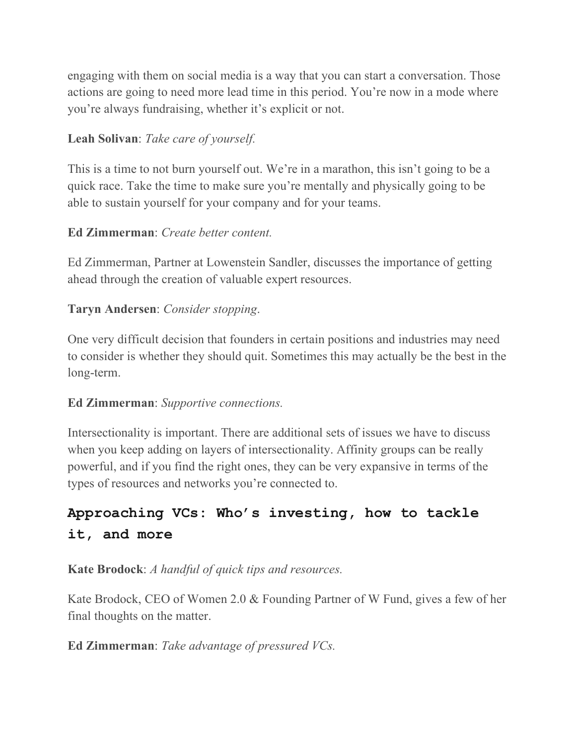engaging with them on social media is a way that you can start a conversation. Those actions are going to need more lead time in this period. You're now in a mode where you're always fundraising, whether it's explicit or not.

**Leah Solivan**: *Take care of yourself.*

This is a time to not burn yourself out. We're in a marathon, this isn't going to be a quick race. Take the time to make sure you're mentally and physically going to be able to sustain yourself for your company and for your teams.

**Ed Zimmerman**: *Create better content.*

Ed Zimmerman, Partner at Lowenstein Sandler, discusses the importance of getting ahead through the creation of valuable expert resources.

**Taryn Andersen**: *Consider stopping*.

One very difficult decision that founders in certain positions and industries may need to consider is whether they should quit. Sometimes this may actually be the best in the long-term.

**Ed Zimmerman**: *Supportive connections.*

Intersectionality is important. There are additional sets of issues we have to discuss when you keep adding on layers of intersectionality. Affinity groups can be really powerful, and if you find the right ones, they can be very expansive in terms of the types of resources and networks you're connected to.

## Approaching VCs: Who's investing, how to tackle it, and more

**Kate Brodock**: *A handful of quick tips and resources.*

Kate Brodock, CEO of Women 2.0 & Founding Partner of W Fund, gives a few of her final thoughts on the matter.

**Ed Zimmerman**: *Take advantage of pressured VCs.*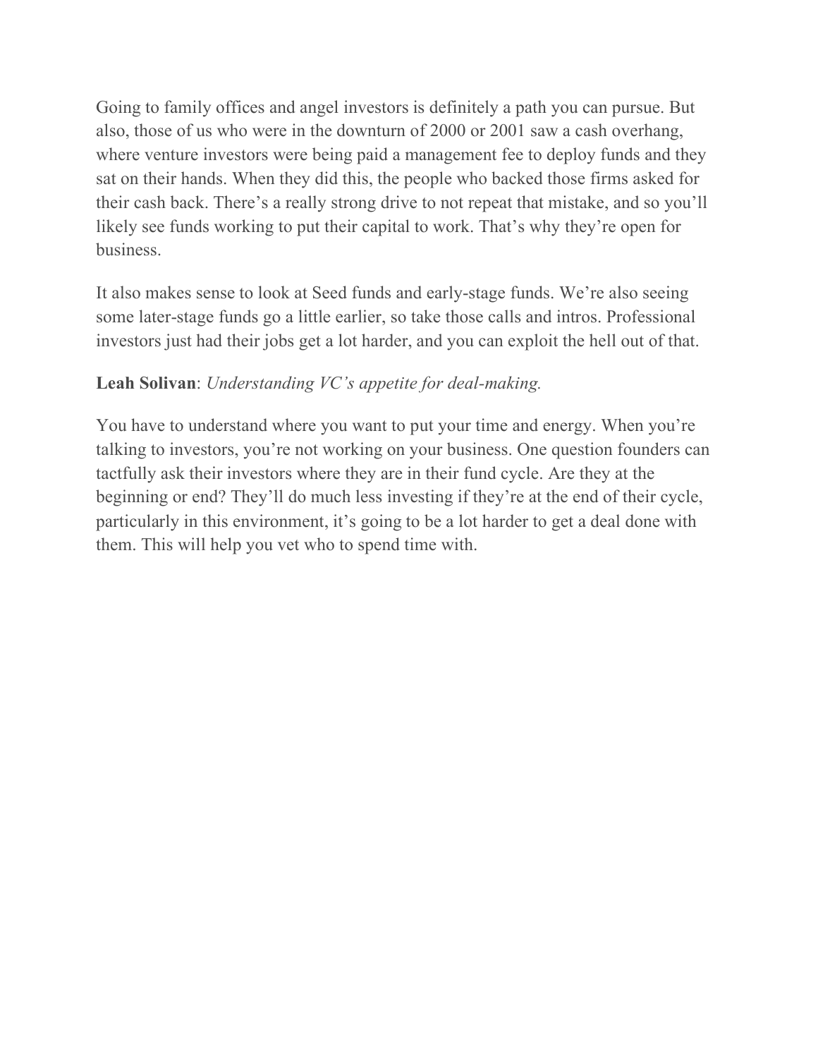Going to family offices and angel investors is definitely a path you can pursue. But also, those of us who were in the downturn of 2000 or 2001 saw a cash overhang, where venture investors were being paid a management fee to deploy funds and they sat on their hands. When they did this, the people who backed those firms asked for their cash back. There's a really strong drive to not repeat that mistake, and so you'll likely see funds working to put their capital to work. That's why they're open for business.

It also makes sense to look at Seed funds and early-stage funds. We're also seeing some later-stage funds go a little earlier, so take those calls and intros. Professional investors just had their jobs get a lot harder, and you can exploit the hell out of that.

**Leah Solivan**: *Understanding VC's appetite for deal-making.*

You have to understand where you want to put your time and energy. When you're talking to investors, you're not working on your business. One question founders can tactfully ask their investors where they are in their fund cycle. Are they at the beginning or end? They'll do much less investing if they're at the end of their cycle, particularly in this environment, it's going to be a lot harder to get a deal done with them. This will help you vet who to spend time with.